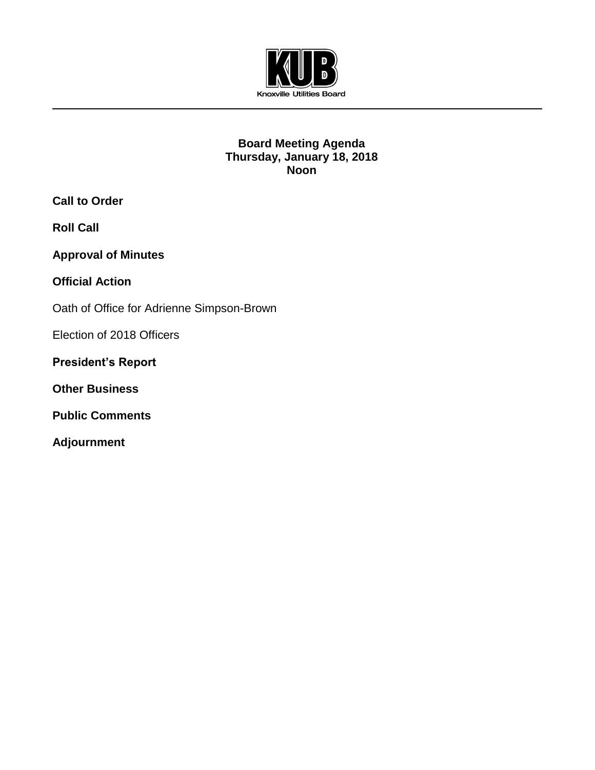KUB

Knoxville Utilities Board

# Board Meeting Agenda
## Thursday, January 18, 2018
## Noon

**Call to Order**

**Roll Call**

**Approval of Minutes**

**Official Action**

Oath of Office for Adrienne Simpson-Brown

Election of 2018 Officers

**President's Report**

**Other Business**

**Public Comments**

**Adjournment**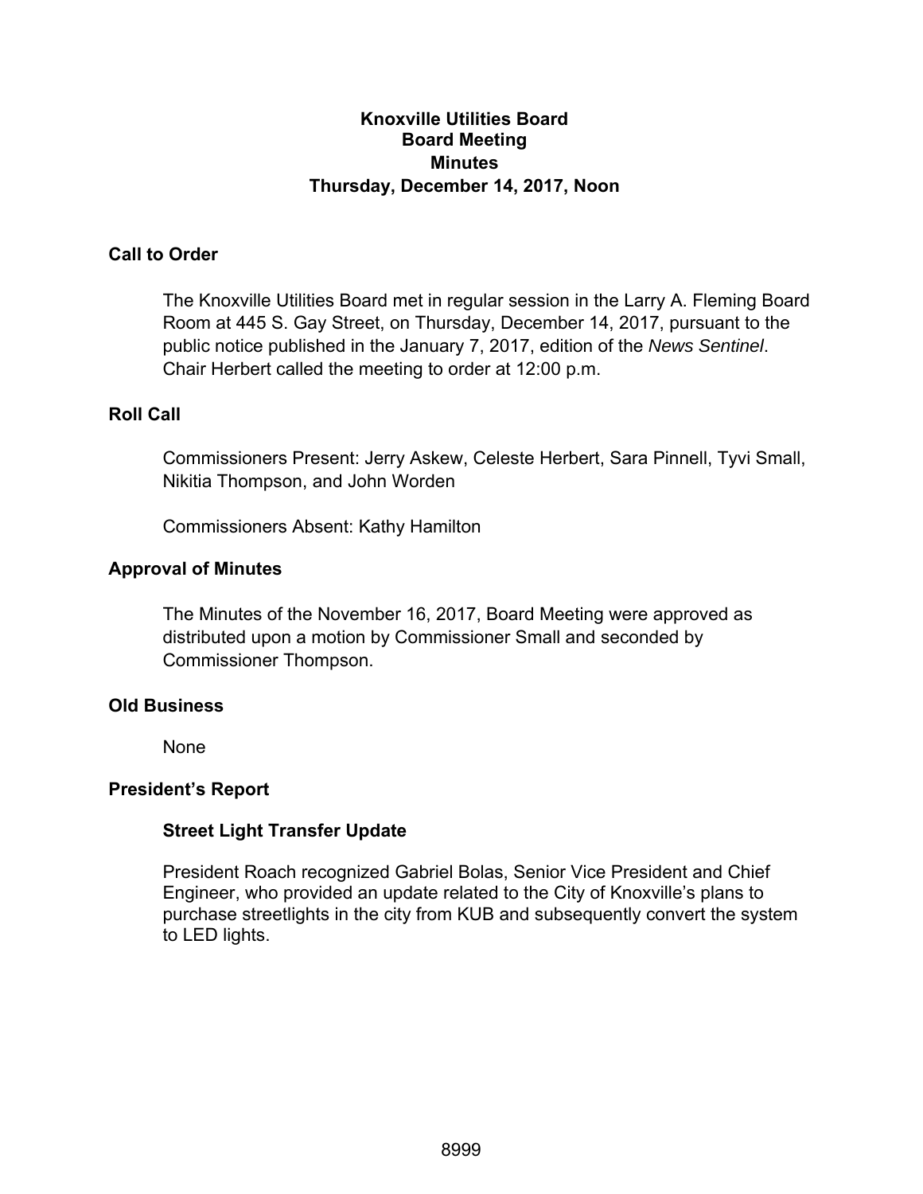# Knoxville Utilities Board
## Board Meeting
## Minutes
## Thursday, December 14, 2017, Noon

### Call to Order

The Knoxville Utilities Board met in regular session in the Larry A. Fleming Board Room at 445 S. Gay Street, on Thursday, December 14, 2017, pursuant to the public notice published in the January 7, 2017, edition of the *News Sentinel*. Chair Herbert called the meeting to order at 12:00 p.m.

### Roll Call

Commissioners Present: Jerry Askew, Celeste Herbert, Sara Pinnell, Tyvi Small, Nikitia Thompson, and John Worden

Commissioners Absent: Kathy Hamilton

### Approval of Minutes

The Minutes of the November 16, 2017, Board Meeting were approved as distributed upon a motion by Commissioner Small and seconded by Commissioner Thompson.

### Old Business

None

### President's Report

#### Street Light Transfer Update

President Roach recognized Gabriel Bolas, Senior Vice President and Chief Engineer, who provided an update related to the City of Knoxville's plans to purchase streetlights in the city from KUB and subsequently convert the system to LED lights.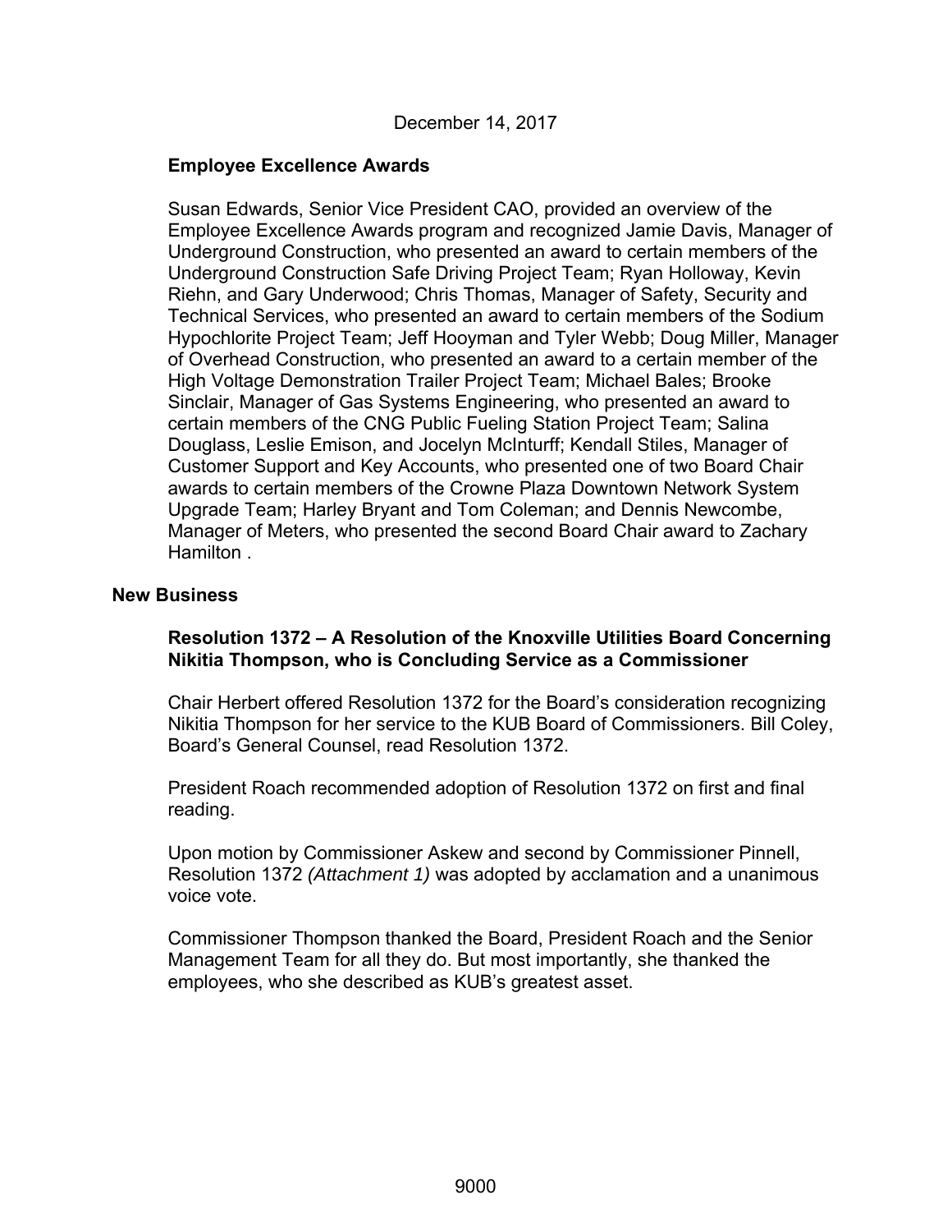December 14, 2017

### Employee Excellence Awards

Susan Edwards, Senior Vice President CAO, provided an overview of the Employee Excellence Awards program and recognized Jamie Davis, Manager of Underground Construction, who presented an award to certain members of the Underground Construction Safe Driving Project Team; Ryan Holloway, Kevin Riehn, and Gary Underwood; Chris Thomas, Manager of Safety, Security and Technical Services, who presented an award to certain members of the Sodium Hypochlorite Project Team; Jeff Hooyman and Tyler Webb; Doug Miller, Manager of Overhead Construction, who presented an award to a certain member of the High Voltage Demonstration Trailer Project Team; Michael Bales; Brooke Sinclair, Manager of Gas Systems Engineering, who presented an award to certain members of the CNG Public Fueling Station Project Team; Salina Douglass, Leslie Emison, and Jocelyn McInturff; Kendall Stiles, Manager of Customer Support and Key Accounts, who presented one of two Board Chair awards to certain members of the Crowne Plaza Downtown Network System Upgrade Team; Harley Bryant and Tom Coleman; and Dennis Newcombe, Manager of Meters, who presented the second Board Chair award to Zachary Hamilton .

## New Business

### Resolution 1372 – A Resolution of the Knoxville Utilities Board Concerning Nikitia Thompson, who is Concluding Service as a Commissioner

Chair Herbert offered Resolution 1372 for the Board's consideration recognizing Nikitia Thompson for her service to the KUB Board of Commissioners. Bill Coley, Board's General Counsel, read Resolution 1372.

President Roach recommended adoption of Resolution 1372 on first and final reading.

Upon motion by Commissioner Askew and second by Commissioner Pinnell, Resolution 1372 *(Attachment 1)* was adopted by acclamation and a unanimous voice vote.

Commissioner Thompson thanked the Board, President Roach and the Senior Management Team for all they do. But most importantly, she thanked the employees, who she described as KUB's greatest asset.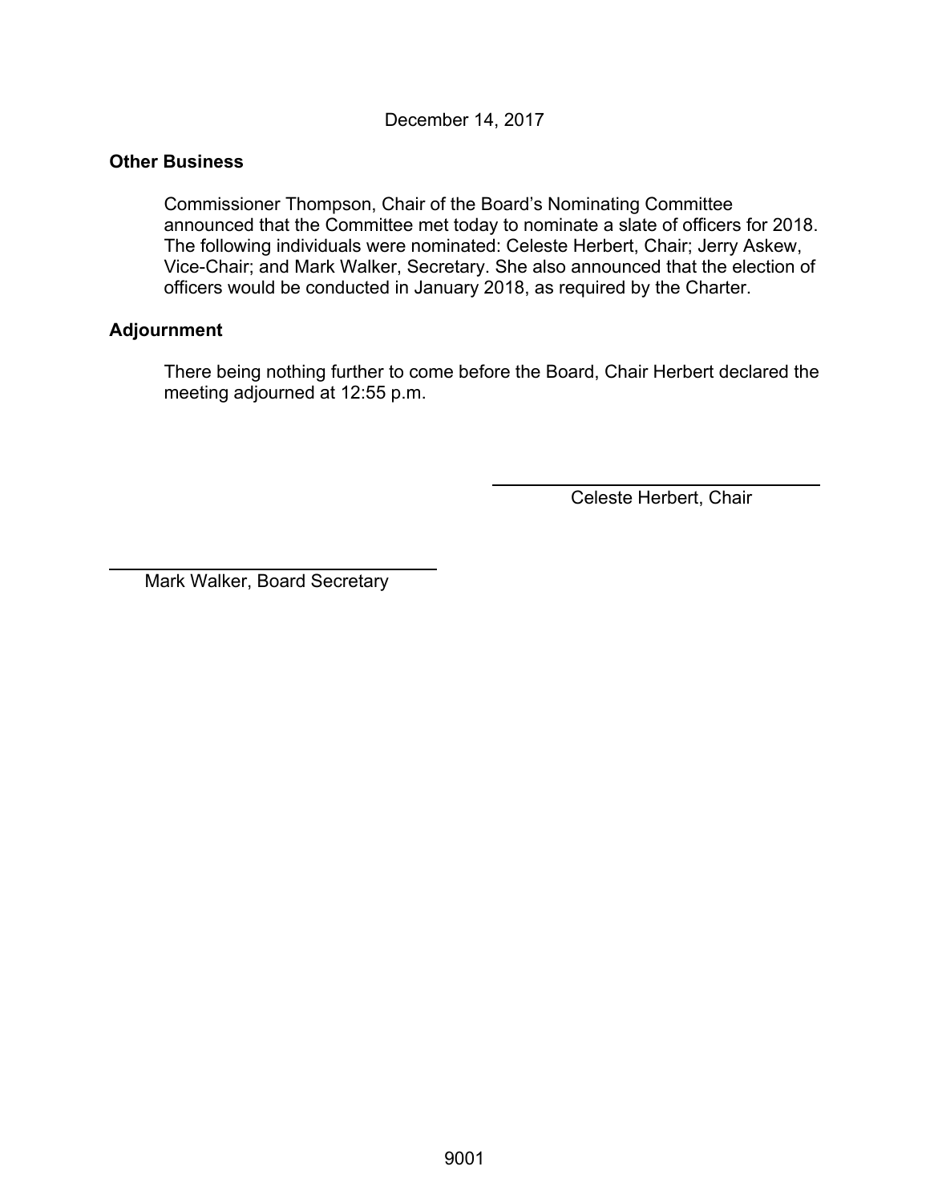December 14, 2017

**Other Business**

Commissioner Thompson, Chair of the Board's Nominating Committee announced that the Committee met today to nominate a slate of officers for 2018. The following individuals were nominated: Celeste Herbert, Chair; Jerry Askew, Vice-Chair; and Mark Walker, Secretary. She also announced that the election of officers would be conducted in January 2018, as required by the Charter.

**Adjournment**

There being nothing further to come before the Board, Chair Herbert declared the meeting adjourned at 12:55 p.m.

Celeste Herbert, Chair

Mark Walker, Board Secretary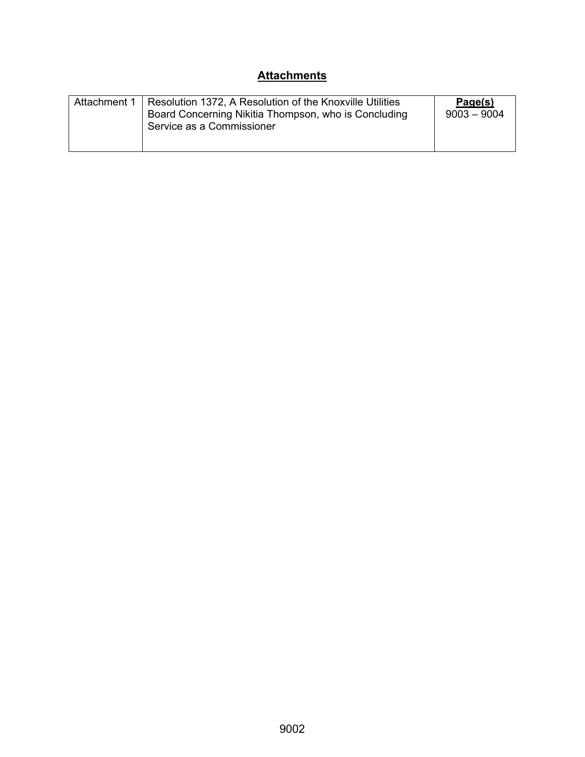## **Attachments**

| Attachment 1 | Resolution 1372, A Resolution of the Knoxville Utilities Board Concerning Nikitia Thompson, who is Concluding Service as a Commissioner | **Page(s)** 9003 – 9004 |
|---|---|---|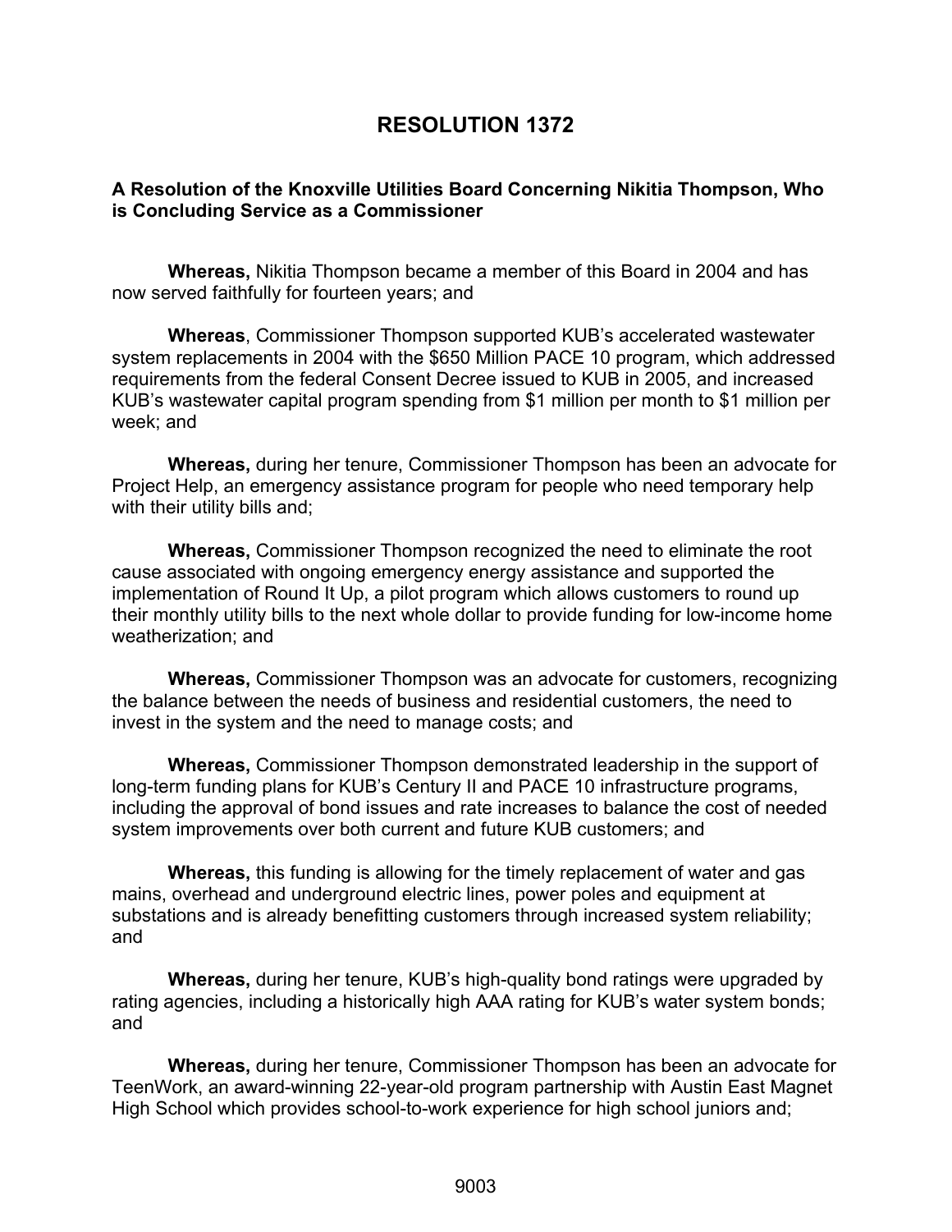# RESOLUTION 1372

**A Resolution of the Knoxville Utilities Board Concerning Nikitia Thompson, Who is Concluding Service as a Commissioner**

**Whereas,** Nikitia Thompson became a member of this Board in 2004 and has now served faithfully for fourteen years; and

**Whereas**, Commissioner Thompson supported KUB's accelerated wastewater system replacements in 2004 with the $650 Million PACE 10 program, which addressed requirements from the federal Consent Decree issued to KUB in 2005, and increased KUB's wastewater capital program spending from $1 million per month to $1 million per week; and

**Whereas,** during her tenure, Commissioner Thompson has been an advocate for Project Help, an emergency assistance program for people who need temporary help with their utility bills and;

**Whereas,** Commissioner Thompson recognized the need to eliminate the root cause associated with ongoing emergency energy assistance and supported the implementation of Round It Up, a pilot program which allows customers to round up their monthly utility bills to the next whole dollar to provide funding for low-income home weatherization; and

**Whereas,** Commissioner Thompson was an advocate for customers, recognizing the balance between the needs of business and residential customers, the need to invest in the system and the need to manage costs; and

**Whereas,** Commissioner Thompson demonstrated leadership in the support of long-term funding plans for KUB's Century II and PACE 10 infrastructure programs, including the approval of bond issues and rate increases to balance the cost of needed system improvements over both current and future KUB customers; and

**Whereas,** this funding is allowing for the timely replacement of water and gas mains, overhead and underground electric lines, power poles and equipment at substations and is already benefitting customers through increased system reliability; and

**Whereas,** during her tenure, KUB's high-quality bond ratings were upgraded by rating agencies, including a historically high AAA rating for KUB's water system bonds; and

**Whereas,** during her tenure, Commissioner Thompson has been an advocate for TeenWork, an award-winning 22-year-old program partnership with Austin East Magnet High School which provides school-to-work experience for high school juniors and;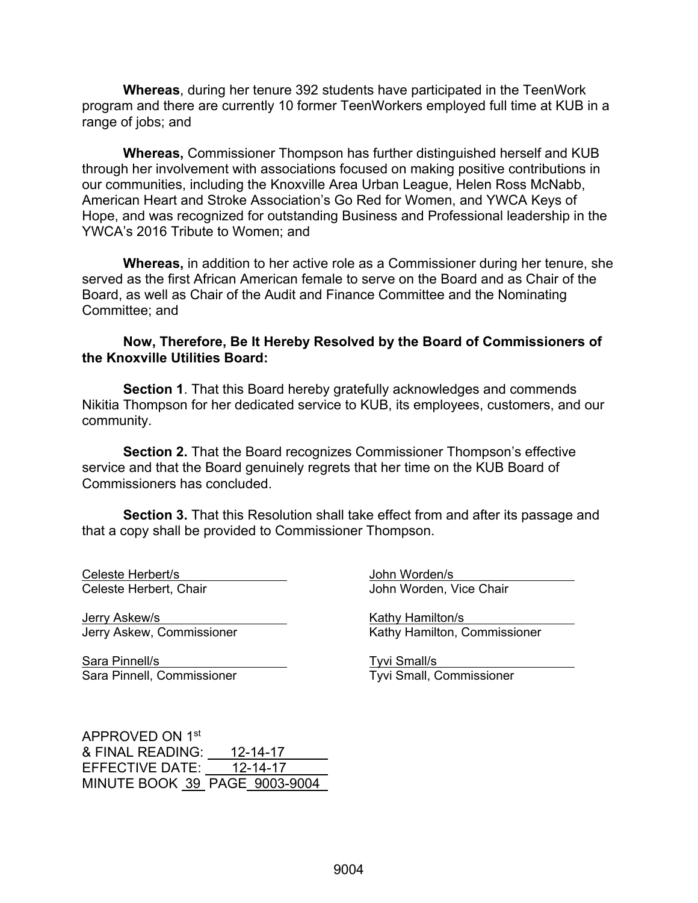**Whereas**, during her tenure 392 students have participated in the TeenWork program and there are currently 10 former TeenWorkers employed full time at KUB in a range of jobs; and

**Whereas,** Commissioner Thompson has further distinguished herself and KUB through her involvement with associations focused on making positive contributions in our communities, including the Knoxville Area Urban League, Helen Ross McNabb, American Heart and Stroke Association's Go Red for Women, and YWCA Keys of Hope, and was recognized for outstanding Business and Professional leadership in the YWCA's 2016 Tribute to Women; and

**Whereas,** in addition to her active role as a Commissioner during her tenure, she served as the first African American female to serve on the Board and as Chair of the Board, as well as Chair of the Audit and Finance Committee and the Nominating Committee; and

**Now, Therefore, Be It Hereby Resolved by the Board of Commissioners of the Knoxville Utilities Board:**

**Section 1**. That this Board hereby gratefully acknowledges and commends Nikitia Thompson for her dedicated service to KUB, its employees, customers, and our community.

**Section 2.** That the Board recognizes Commissioner Thompson's effective service and that the Board genuinely regrets that her time on the KUB Board of Commissioners has concluded.

**Section 3.** That this Resolution shall take effect from and after its passage and that a copy shall be provided to Commissioner Thompson.

Celeste Herbert/s
Celeste Herbert, Chair

John Worden/s
John Worden, Vice Chair

Jerry Askew/s
Jerry Askew, Commissioner

Kathy Hamilton/s
Kathy Hamilton, Commissioner

Sara Pinnell/s
Sara Pinnell, Commissioner

Tyvi Small/s
Tyvi Small, Commissioner

APPROVED ON 1st
& FINAL READING: 12-14-17
EFFECTIVE DATE: 12-14-17
MINUTE BOOK 39 PAGE 9003-9004